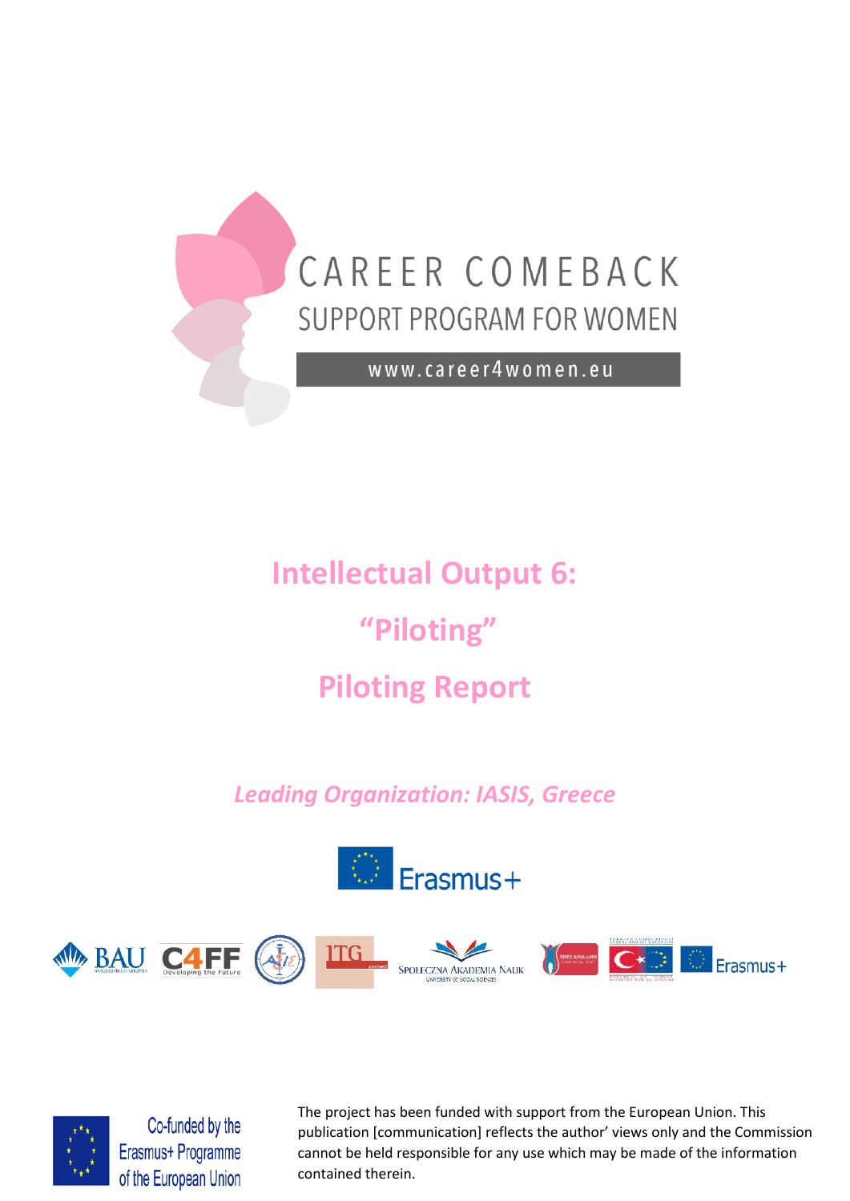CAREER COMEBACK

SUPPORT PROGRAM FOR WOMEN

www.career4women.eu

# Intellectual Output 6:

# "Piloting"

# Piloting Report

*Leading Organization: IASIS, Greece*

Co-funded by the Erasmus+ Programme of the European Union

The project has been funded with support from the European Union. This publication [communication] reflects the author' views only and the Commission cannot be held responsible for any use which may be made of the information contained therein.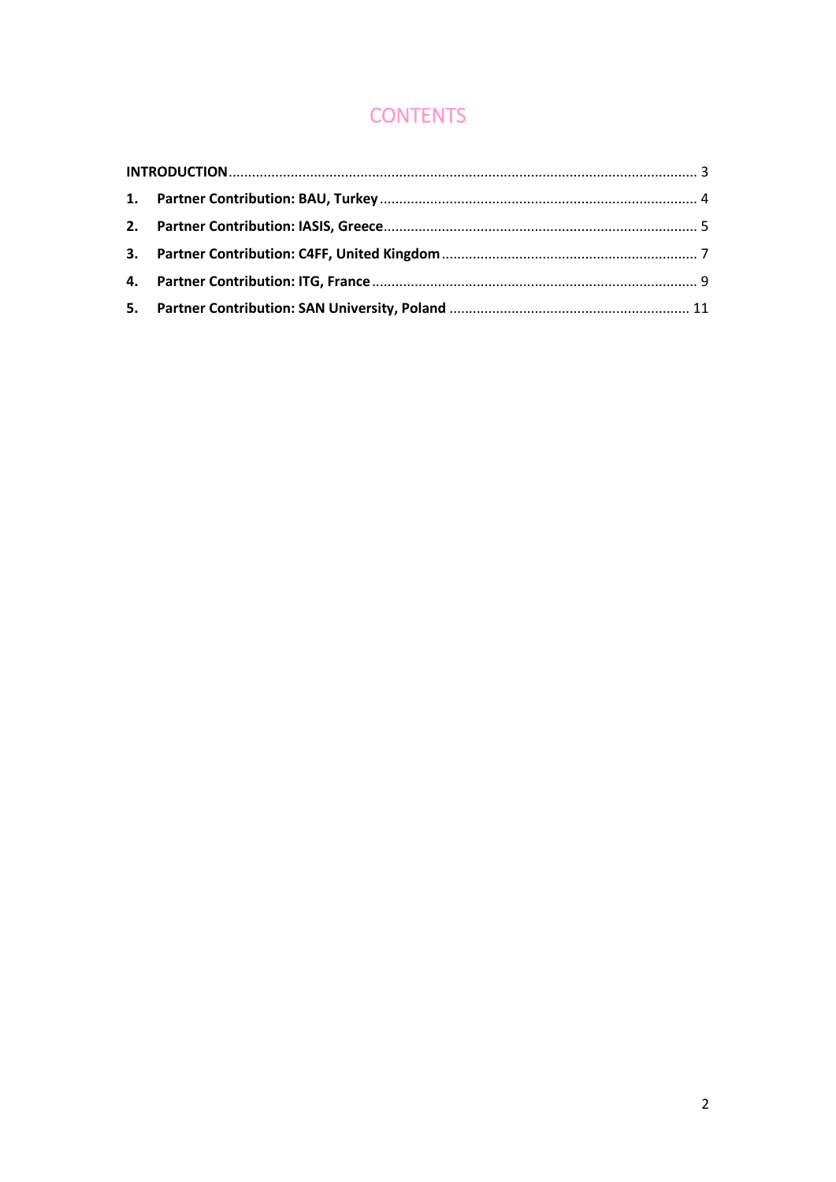# CONTENTS

**INTRODUCTION** ........................................................................................................................ 3

1. **Partner Contribution: BAU, Turkey** ................................................................................. 4
2. **Partner Contribution: IASIS, Greece** ................................................................................ 5
3. **Partner Contribution: C4FF, United Kingdom** ................................................................. 7
4. **Partner Contribution: ITG, France** ................................................................................... 9
5. **Partner Contribution: SAN University, Poland** ............................................................. 11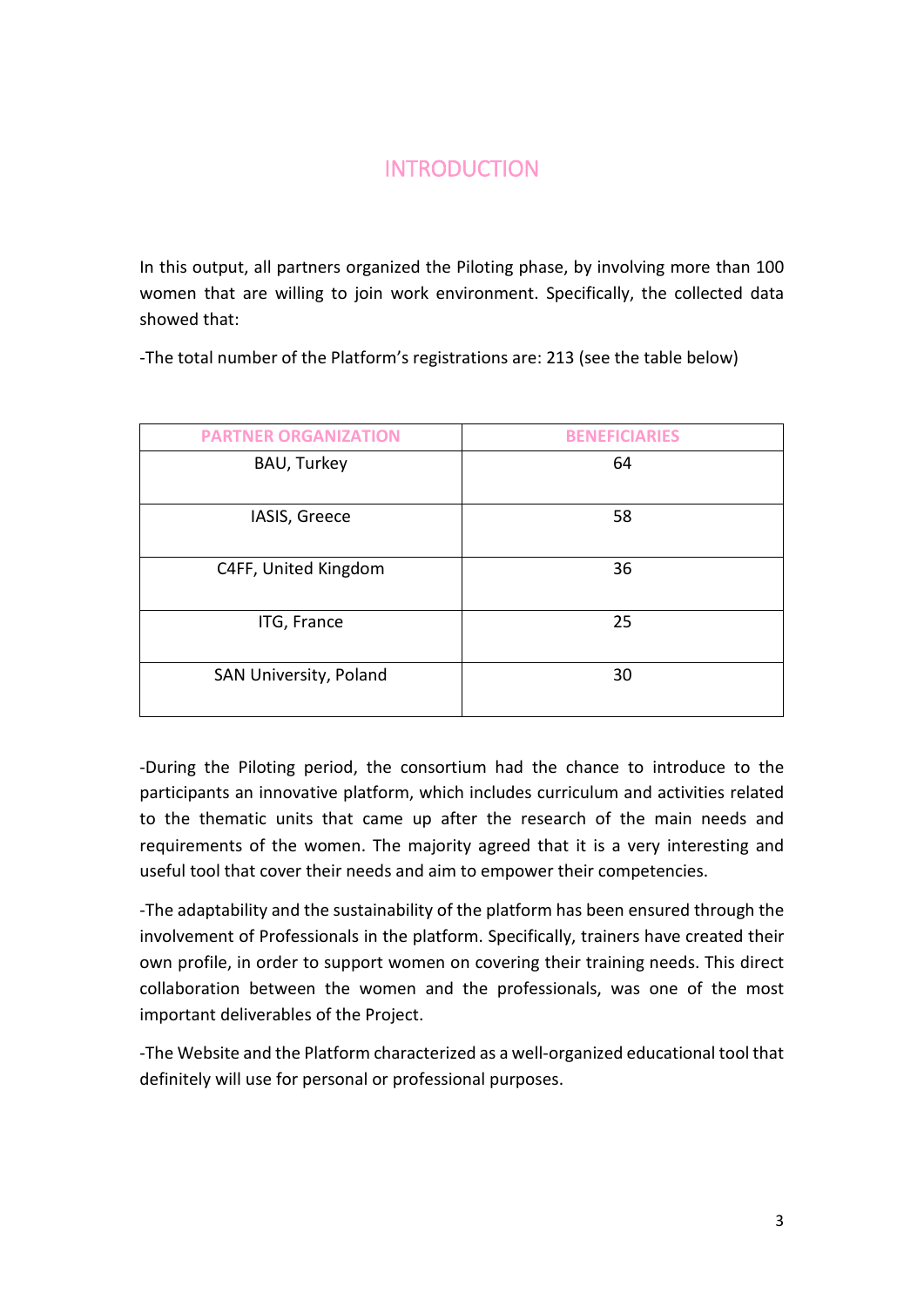# INTRODUCTION

In this output, all partners organized the Piloting phase, by involving more than 100 women that are willing to join work environment. Specifically, the collected data showed that:

-The total number of the Platform's registrations are: 213 (see the table below)

| PARTNER ORGANIZATION | BENEFICIARIES |
| --- | --- |
| BAU, Turkey | 64 |
| IASIS, Greece | 58 |
| C4FF, United Kingdom | 36 |
| ITG, France | 25 |
| SAN University, Poland | 30 |

-During the Piloting period, the consortium had the chance to introduce to the participants an innovative platform, which includes curriculum and activities related to the thematic units that came up after the research of the main needs and requirements of the women. The majority agreed that it is a very interesting and useful tool that cover their needs and aim to empower their competencies.

-The adaptability and the sustainability of the platform has been ensured through the involvement of Professionals in the platform. Specifically, trainers have created their own profile, in order to support women on covering their training needs. This direct collaboration between the women and the professionals, was one of the most important deliverables of the Project.

-The Website and the Platform characterized as a well-organized educational tool that definitely will use for personal or professional purposes.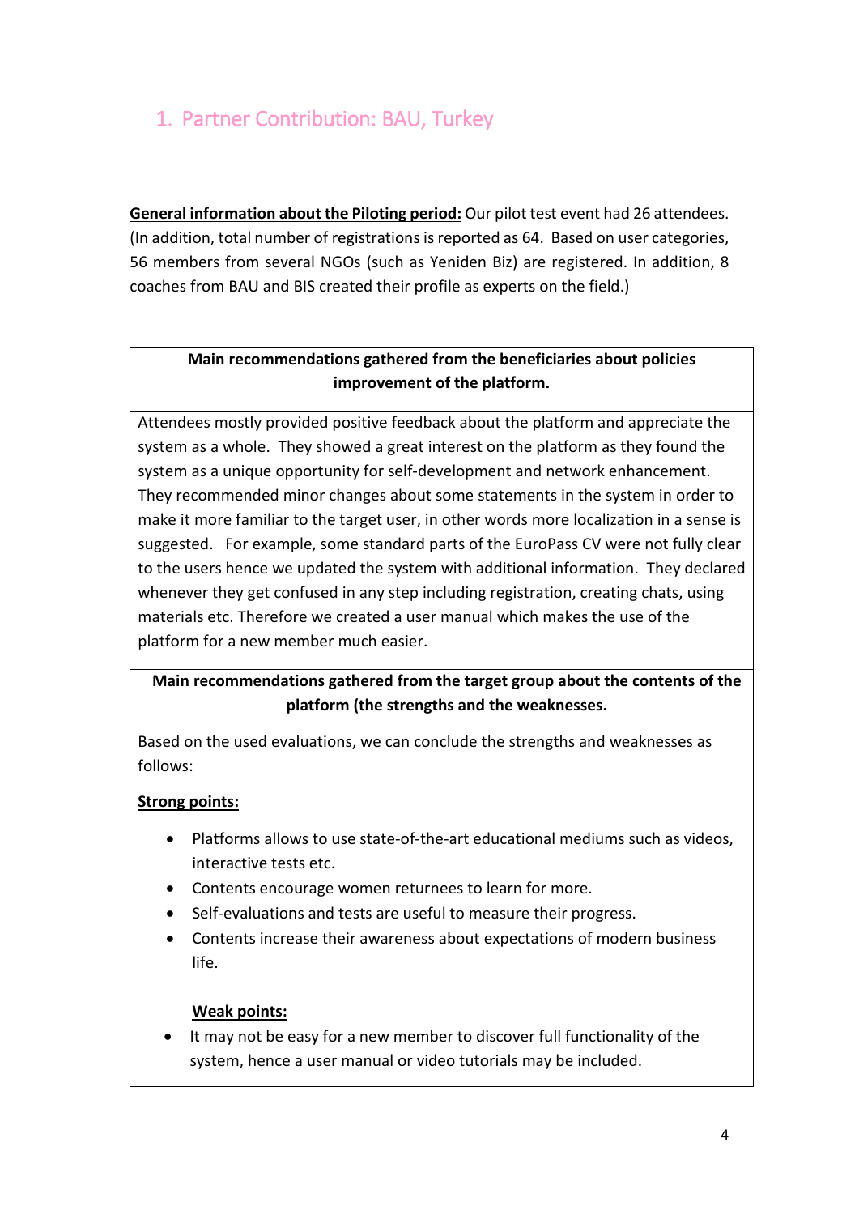## 1. Partner Contribution: BAU, Turkey

**General information about the Piloting period:** Our pilot test event had 26 attendees. (In addition, total number of registrations is reported as 64. Based on user categories, 56 members from several NGOs (such as Yeniden Biz) are registered. In addition, 8 coaches from BAU and BIS created their profile as experts on the field.)

| Main recommendations gathered from the beneficiaries about policies improvement of the platform. |
| --- |
| Attendees mostly provided positive feedback about the platform and appreciate the system as a whole. They showed a great interest on the platform as they found the system as a unique opportunity for self-development and network enhancement. They recommended minor changes about some statements in the system in order to make it more familiar to the target user, in other words more localization in a sense is suggested. For example, some standard parts of the EuroPass CV were not fully clear to the users hence we updated the system with additional information. They declared whenever they get confused in any step including registration, creating chats, using materials etc. Therefore we created a user manual which makes the use of the platform for a new member much easier. |
| **Main recommendations gathered from the target group about the contents of the platform (the strengths and the weaknesses.** |
| Based on the used evaluations, we can conclude the strengths and weaknesses as follows:<br><br>**Strong points:**<br>• Platforms allows to use state-of-the-art educational mediums such as videos, interactive tests etc.<br>• Contents encourage women returnees to learn for more.<br>• Self-evaluations and tests are useful to measure their progress.<br>• Contents increase their awareness about expectations of modern business life.<br><br>**Weak points:**<br>• It may not be easy for a new member to discover full functionality of the system, hence a user manual or video tutorials may be included. |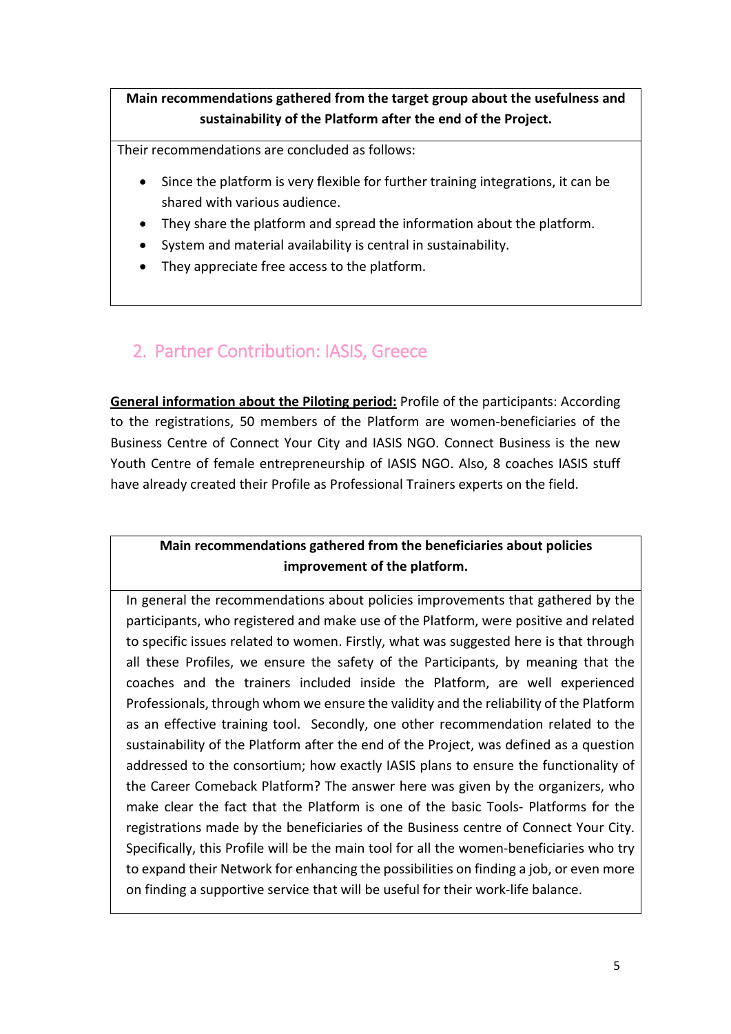**Main recommendations gathered from the target group about the usefulness and sustainability of the Platform after the end of the Project.**

Their recommendations are concluded as follows:

- Since the platform is very flexible for further training integrations, it can be shared with various audience.
- They share the platform and spread the information about the platform.
- System and material availability is central in sustainability.
- They appreciate free access to the platform.

## 2. Partner Contribution: IASIS, Greece

**General information about the Piloting period:** Profile of the participants: According to the registrations, 50 members of the Platform are women-beneficiaries of the Business Centre of Connect Your City and IASIS NGO. Connect Business is the new Youth Centre of female entrepreneurship of IASIS NGO. Also, 8 coaches IASIS stuff have already created their Profile as Professional Trainers experts on the field.

**Main recommendations gathered from the beneficiaries about policies improvement of the platform.**

In general the recommendations about policies improvements that gathered by the participants, who registered and make use of the Platform, were positive and related to specific issues related to women. Firstly, what was suggested here is that through all these Profiles, we ensure the safety of the Participants, by meaning that the coaches and the trainers included inside the Platform, are well experienced Professionals, through whom we ensure the validity and the reliability of the Platform as an effective training tool. Secondly, one other recommendation related to the sustainability of the Platform after the end of the Project, was defined as a question addressed to the consortium; how exactly IASIS plans to ensure the functionality of the Career Comeback Platform? The answer here was given by the organizers, who make clear the fact that the Platform is one of the basic Tools- Platforms for the registrations made by the beneficiaries of the Business centre of Connect Your City. Specifically, this Profile will be the main tool for all the women-beneficiaries who try to expand their Network for enhancing the possibilities on finding a job, or even more on finding a supportive service that will be useful for their work-life balance.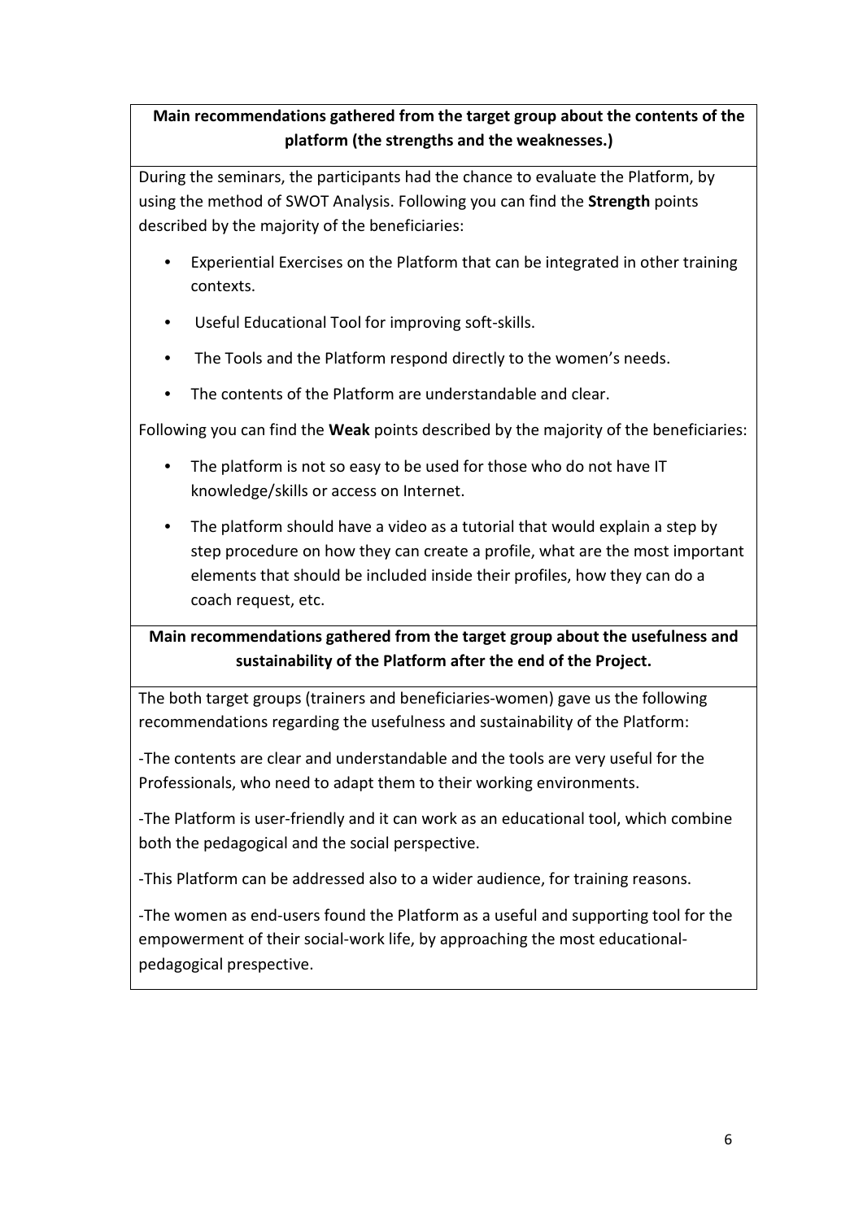**Main recommendations gathered from the target group about the contents of the platform (the strengths and the weaknesses.)**

During the seminars, the participants had the chance to evaluate the Platform, by using the method of SWOT Analysis. Following you can find the **Strength** points described by the majority of the beneficiaries:

- Experiential Exercises on the Platform that can be integrated in other training contexts.
- Useful Educational Tool for improving soft-skills.
- The Tools and the Platform respond directly to the women's needs.
- The contents of the Platform are understandable and clear.

Following you can find the **Weak** points described by the majority of the beneficiaries:

- The platform is not so easy to be used for those who do not have IT knowledge/skills or access on Internet.
- The platform should have a video as a tutorial that would explain a step by step procedure on how they can create a profile, what are the most important elements that should be included inside their profiles, how they can do a coach request, etc.

**Main recommendations gathered from the target group about the usefulness and sustainability of the Platform after the end of the Project.**

The both target groups (trainers and beneficiaries-women) gave us the following recommendations regarding the usefulness and sustainability of the Platform:

-The contents are clear and understandable and the tools are very useful for the Professionals, who need to adapt them to their working environments.

-The Platform is user-friendly and it can work as an educational tool, which combine both the pedagogical and the social perspective.

-This Platform can be addressed also to a wider audience, for training reasons.

-The women as end-users found the Platform as a useful and supporting tool for the empowerment of their social-work life, by approaching the most educational-pedagogical prespective.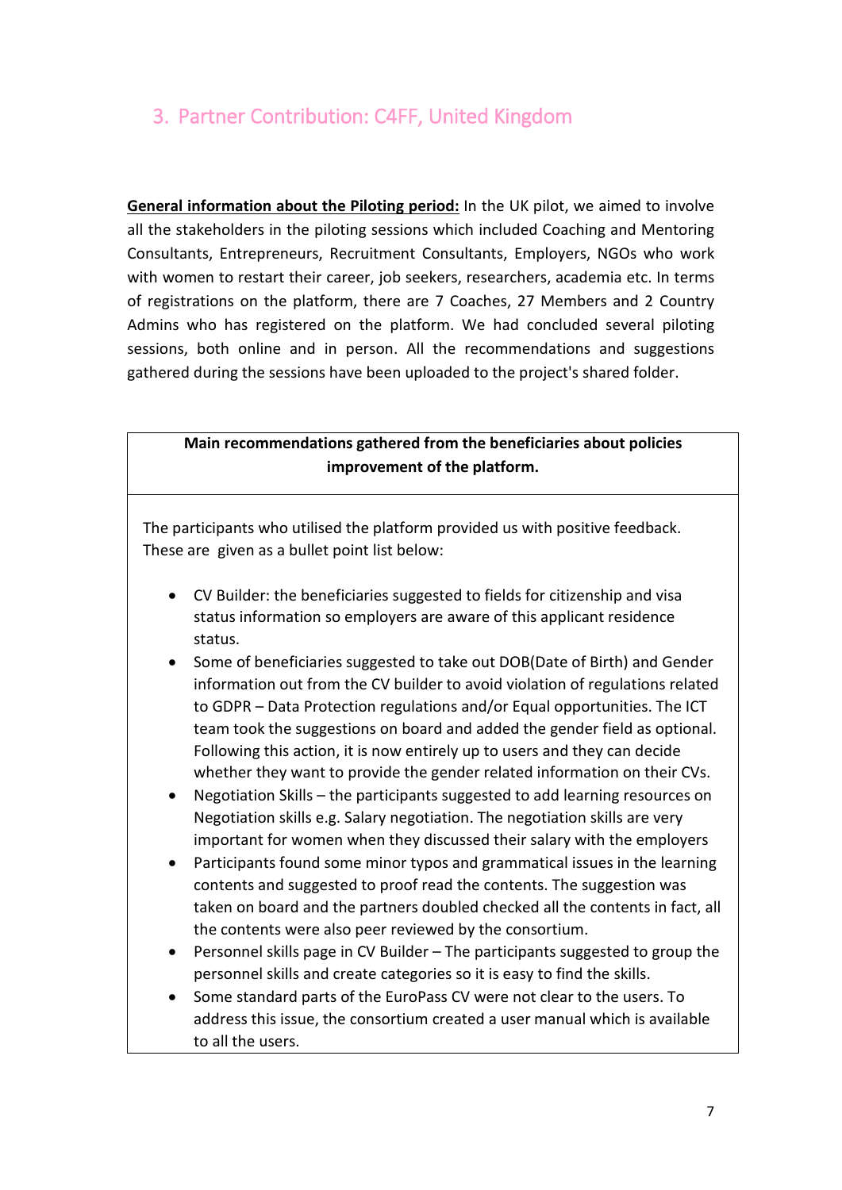## 3. Partner Contribution: C4FF, United Kingdom

**General information about the Piloting period:** In the UK pilot, we aimed to involve all the stakeholders in the piloting sessions which included Coaching and Mentoring Consultants, Entrepreneurs, Recruitment Consultants, Employers, NGOs who work with women to restart their career, job seekers, researchers, academia etc. In terms of registrations on the platform, there are 7 Coaches, 27 Members and 2 Country Admins who has registered on the platform. We had concluded several piloting sessions, both online and in person. All the recommendations and suggestions gathered during the sessions have been uploaded to the project's shared folder.

| **Main recommendations gathered from the beneficiaries about policies improvement of the platform.** |
|---|
| The participants who utilised the platform provided us with positive feedback. These are given as a bullet point list below:<br><br>• CV Builder: the beneficiaries suggested to fields for citizenship and visa status information so employers are aware of this applicant residence status.<br>• Some of beneficiaries suggested to take out DOB(Date of Birth) and Gender information out from the CV builder to avoid violation of regulations related to GDPR – Data Protection regulations and/or Equal opportunities. The ICT team took the suggestions on board and added the gender field as optional. Following this action, it is now entirely up to users and they can decide whether they want to provide the gender related information on their CVs.<br>• Negotiation Skills – the participants suggested to add learning resources on Negotiation skills e.g. Salary negotiation. The negotiation skills are very important for women when they discussed their salary with the employers<br>• Participants found some minor typos and grammatical issues in the learning contents and suggested to proof read the contents. The suggestion was taken on board and the partners doubled checked all the contents in fact, all the contents were also peer reviewed by the consortium.<br>• Personnel skills page in CV Builder – The participants suggested to group the personnel skills and create categories so it is easy to find the skills.<br>• Some standard parts of the EuroPass CV were not clear to the users. To address this issue, the consortium created a user manual which is available to all the users. |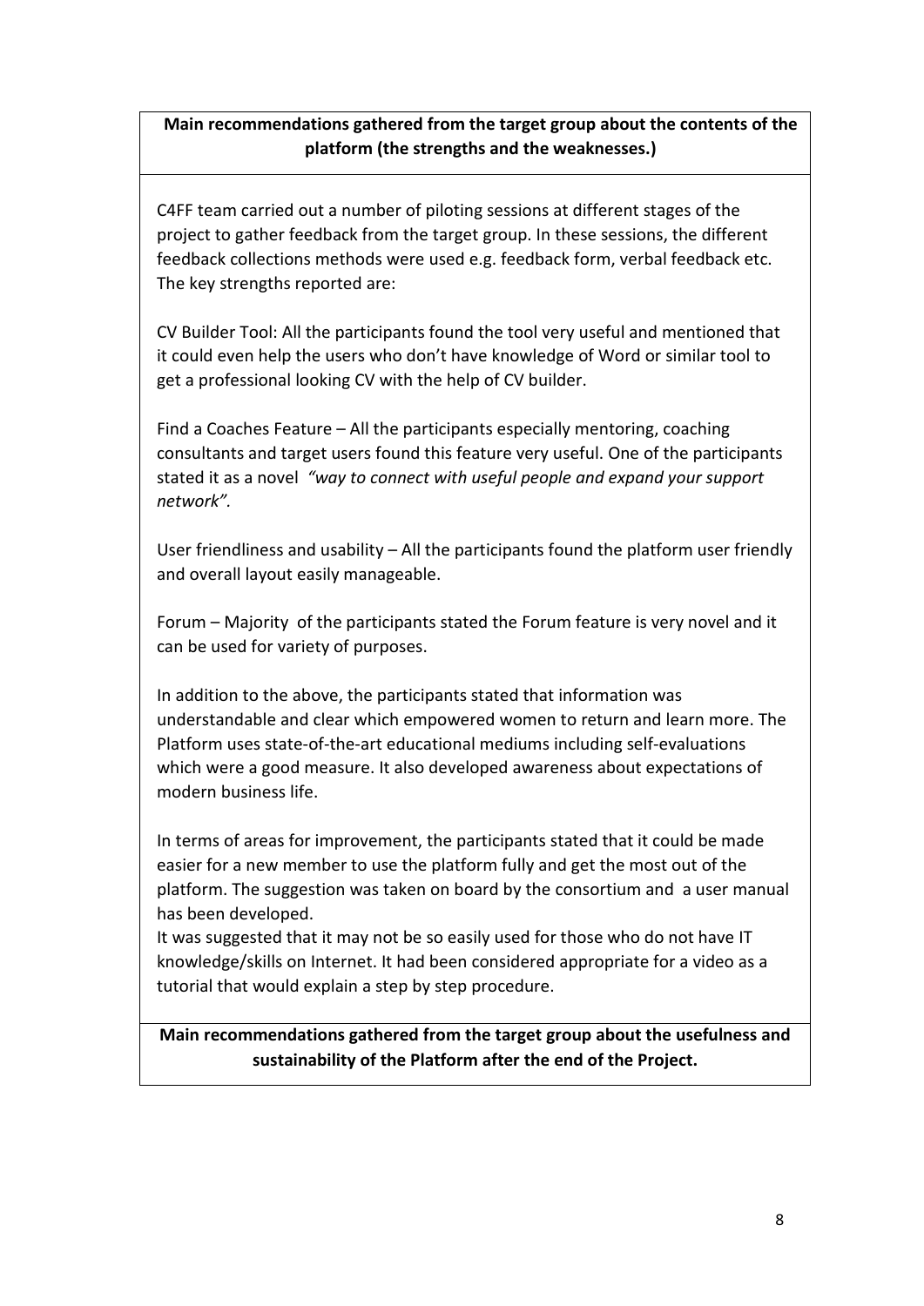**Main recommendations gathered from the target group about the contents of the platform (the strengths and the weaknesses.)**

C4FF team carried out a number of piloting sessions at different stages of the project to gather feedback from the target group. In these sessions, the different feedback collections methods were used e.g. feedback form, verbal feedback etc. The key strengths reported are:

CV Builder Tool: All the participants found the tool very useful and mentioned that it could even help the users who don't have knowledge of Word or similar tool to get a professional looking CV with the help of CV builder.

Find a Coaches Feature – All the participants especially mentoring, coaching consultants and target users found this feature very useful. One of the participants stated it as a novel *"way to connect with useful people and expand your support network".*

User friendliness and usability – All the participants found the platform user friendly and overall layout easily manageable.

Forum – Majority of the participants stated the Forum feature is very novel and it can be used for variety of purposes.

In addition to the above, the participants stated that information was understandable and clear which empowered women to return and learn more. The Platform uses state-of-the-art educational mediums including self-evaluations which were a good measure. It also developed awareness about expectations of modern business life.

In terms of areas for improvement, the participants stated that it could be made easier for a new member to use the platform fully and get the most out of the platform. The suggestion was taken on board by the consortium and a user manual has been developed.

It was suggested that it may not be so easily used for those who do not have IT knowledge/skills on Internet. It had been considered appropriate for a video as a tutorial that would explain a step by step procedure.

**Main recommendations gathered from the target group about the usefulness and sustainability of the Platform after the end of the Project.**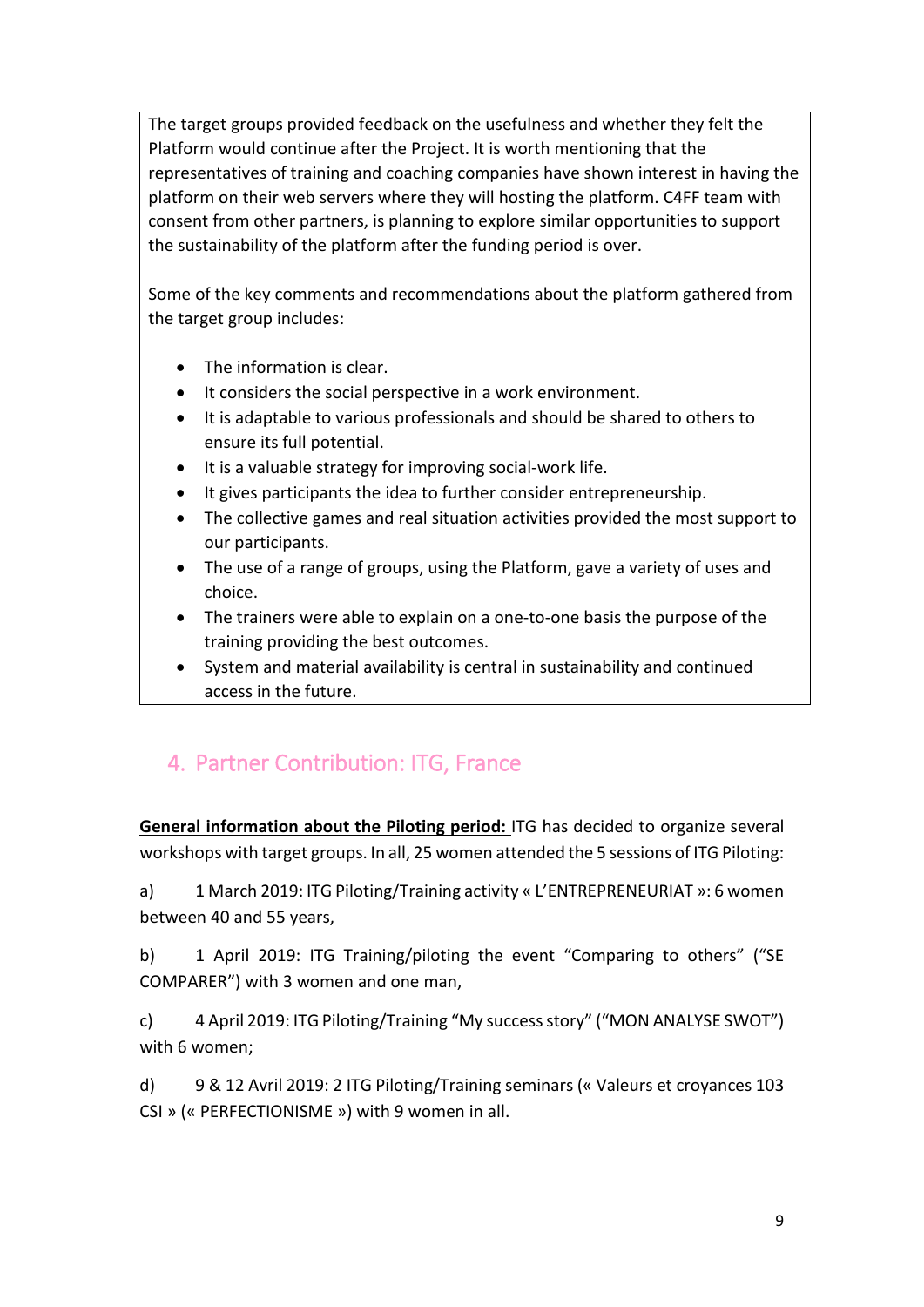The target groups provided feedback on the usefulness and whether they felt the Platform would continue after the Project. It is worth mentioning that the representatives of training and coaching companies have shown interest in having the platform on their web servers where they will hosting the platform. C4FF team with consent from other partners, is planning to explore similar opportunities to support the sustainability of the platform after the funding period is over.

Some of the key comments and recommendations about the platform gathered from the target group includes:

- The information is clear.
- It considers the social perspective in a work environment.
- It is adaptable to various professionals and should be shared to others to ensure its full potential.
- It is a valuable strategy for improving social-work life.
- It gives participants the idea to further consider entrepreneurship.
- The collective games and real situation activities provided the most support to our participants.
- The use of a range of groups, using the Platform, gave a variety of uses and choice.
- The trainers were able to explain on a one-to-one basis the purpose of the training providing the best outcomes.
- System and material availability is central in sustainability and continued access in the future.

## 4. Partner Contribution: ITG, France

**General information about the Piloting period:** ITG has decided to organize several workshops with target groups. In all, 25 women attended the 5 sessions of ITG Piloting:

a) 1 March 2019: ITG Piloting/Training activity « L'ENTREPRENEURIAT »: 6 women between 40 and 55 years,

b) 1 April 2019: ITG Training/piloting the event "Comparing to others" ("SE COMPARER") with 3 women and one man,

c) 4 April 2019: ITG Piloting/Training "My success story" ("MON ANALYSE SWOT") with 6 women;

d) 9 & 12 Avril 2019: 2 ITG Piloting/Training seminars (« Valeurs et croyances 103 CSI » (« PERFECTIONISME ») with 9 women in all.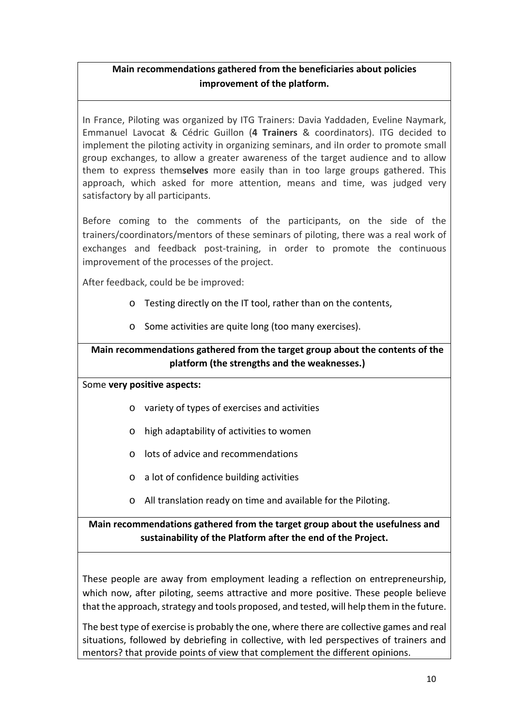**Main recommendations gathered from the beneficiaries about policies improvement of the platform.**

In France, Piloting was organized by ITG Trainers: Davia Yaddaden, Eveline Naymark, Emmanuel Lavocat & Cédric Guillon (**4 Trainers** & coordinators). ITG decided to implement the piloting activity in organizing seminars, and iIn order to promote small group exchanges, to allow a greater awareness of the target audience and to allow them to express them**selves** more easily than in too large groups gathered. This approach, which asked for more attention, means and time, was judged very satisfactory by all participants.

Before coming to the comments of the participants, on the side of the trainers/coordinators/mentors of these seminars of piloting, there was a real work of exchanges and feedback post-training, in order to promote the continuous improvement of the processes of the project.

After feedback, could be be improved:

- Testing directly on the IT tool, rather than on the contents,
- Some activities are quite long (too many exercises).

**Main recommendations gathered from the target group about the contents of the platform (the strengths and the weaknesses.)**

Some **very positive aspects:**

- variety of types of exercises and activities
- high adaptability of activities to women
- lots of advice and recommendations
- a lot of confidence building activities
- All translation ready on time and available for the Piloting.

**Main recommendations gathered from the target group about the usefulness and sustainability of the Platform after the end of the Project.**

These people are away from employment leading a reflection on entrepreneurship, which now, after piloting, seems attractive and more positive. These people believe that the approach, strategy and tools proposed, and tested, will help them in the future.

The best type of exercise is probably the one, where there are collective games and real situations, followed by debriefing in collective, with led perspectives of trainers and mentors? that provide points of view that complement the different opinions.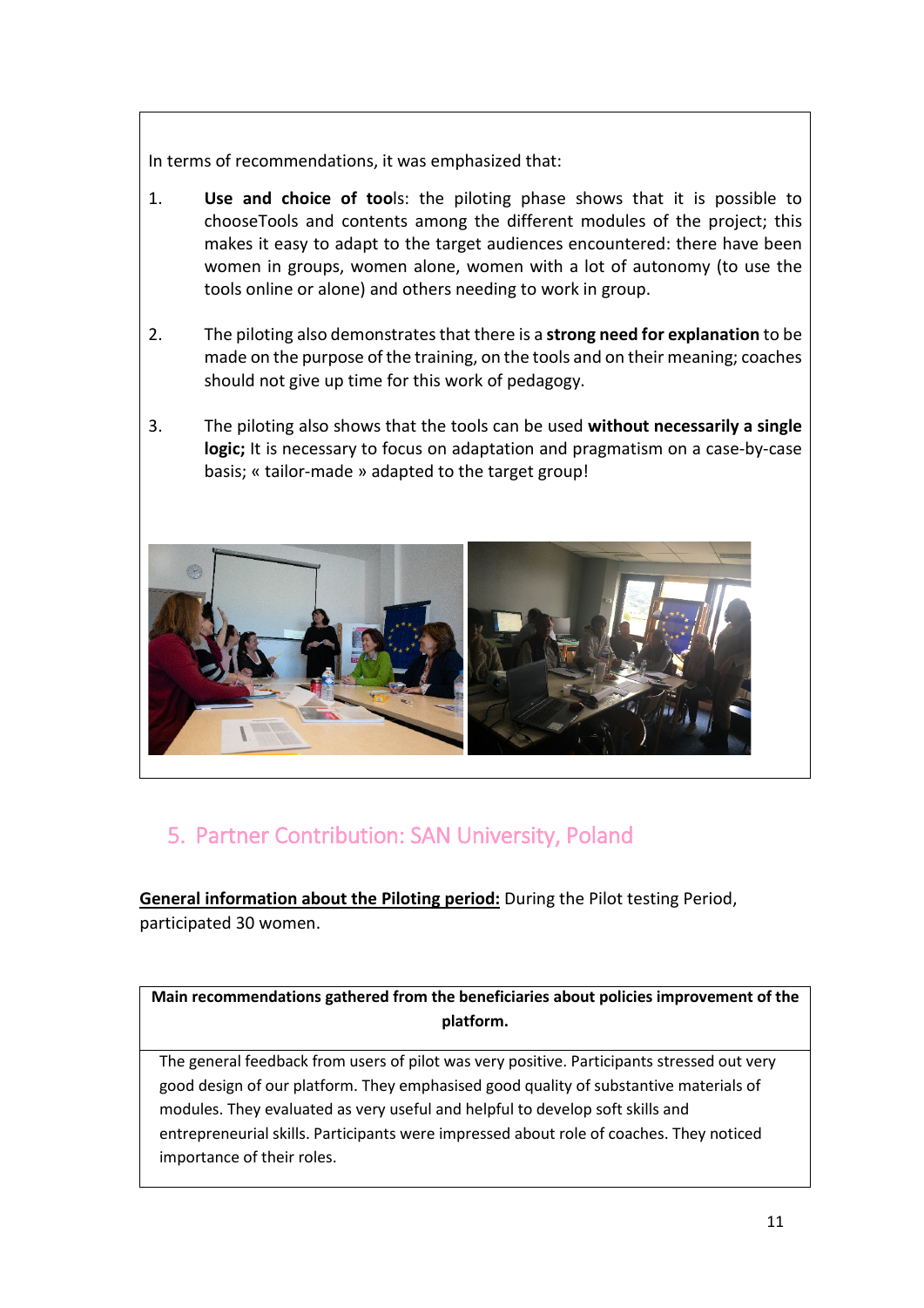In terms of recommendations, it was emphasized that:

1. **Use and choice of too**ls: the piloting phase shows that it is possible to chooseTools and contents among the different modules of the project; this makes it easy to adapt to the target audiences encountered: there have been women in groups, women alone, women with a lot of autonomy (to use the tools online or alone) and others needing to work in group.

2. The piloting also demonstrates that there is a **strong need for explanation** to be made on the purpose of the training, on the tools and on their meaning; coaches should not give up time for this work of pedagogy.

3. The piloting also shows that the tools can be used **without necessarily a single logic;** It is necessary to focus on adaptation and pragmatism on a case-by-case basis; « tailor-made » adapted to the target group!

## 5. Partner Contribution: SAN University, Poland

**General information about the Piloting period:** During the Pilot testing Period, participated 30 women.

| Main recommendations gathered from the beneficiaries about policies improvement of the platform. |
|---|
| The general feedback from users of pilot was very positive. Participants stressed out very good design of our platform. They emphasised good quality of substantive materials of modules. They evaluated as very useful and helpful to develop soft skills and entrepreneurial skills. Participants were impressed about role of coaches. They noticed importance of their roles. |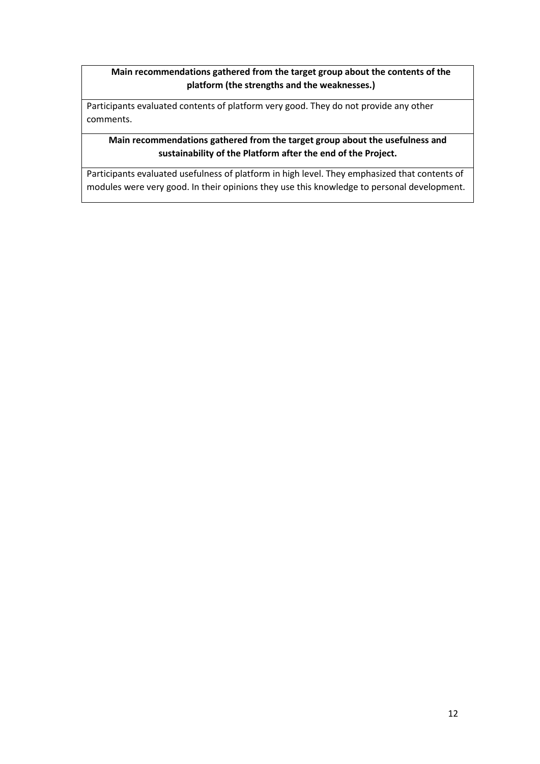| **Main recommendations gathered from the target group about the contents of the platform (the strengths and the weaknesses.)** |
| --- |
| Participants evaluated contents of platform very good. They do not provide any other comments. |
| **Main recommendations gathered from the target group about the usefulness and sustainability of the Platform after the end of the Project.** |
| Participants evaluated usefulness of platform in high level. They emphasized that contents of modules were very good. In their opinions they use this knowledge to personal development. |